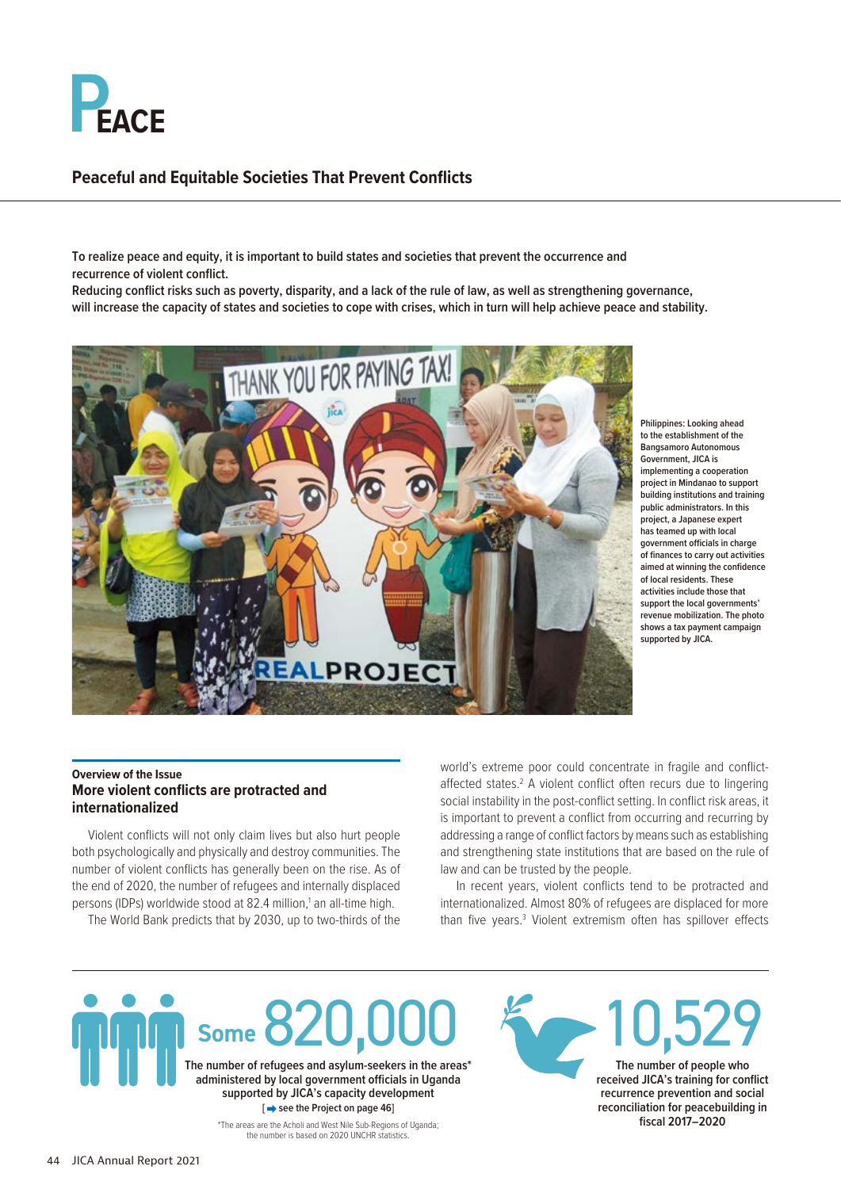# PEACE

## Peaceful and Equitable Societies That Prevent Conflicts

**To realize peace and equity, it is important to build states and societies that prevent the occurrence and recurrence of violent conflict.**
**Reducing conflict risks such as poverty, disparity, and a lack of the rule of law, as well as strengthening governance, will increase the capacity of states and societies to cope with crises, which in turn will help achieve peace and stability.**

**Philippines: Looking ahead to the establishment of the Bangsamoro Autonomous Government, JICA is implementing a cooperation project in Mindanao to support building institutions and training public administrators. In this project, a Japanese expert has teamed up with local government officials in charge of finances to carry out activities aimed at winning the confidence of local residents. These activities include those that support the local governments' revenue mobilization. The photo shows a tax payment campaign supported by JICA.**

### Overview of the Issue

### More violent conflicts are protracted and internationalized

Violent conflicts will not only claim lives but also hurt people both psychologically and physically and destroy communities. The number of violent conflicts has generally been on the rise. As of the end of 2020, the number of refugees and internally displaced persons (IDPs) worldwide stood at 82.4 million,[1] an all-time high.

The World Bank predicts that by 2030, up to two-thirds of the world's extreme poor could concentrate in fragile and conflict-affected states.[2] A violent conflict often recurs due to lingering social instability in the post-conflict setting. In conflict risk areas, it is important to prevent a conflict from occurring and recurring by addressing a range of conflict factors by means such as establishing and strengthening state institutions that are based on the rule of law and can be trusted by the people.

In recent years, violent conflicts tend to be protracted and internationalized. Almost 80% of refugees are displaced for more than five years.[3] Violent extremism often has spillover effects

---

**Some 820,000**

**The number of refugees and asylum-seekers in the areas* administered by local government officials in Uganda supported by JICA's capacity development**
**[➡ see the Project on page 46]**

*The areas are the Acholi and West Nile Sub-Regions of Uganda; the number is based on 2020 UNCHR statistics.

**10,529**

**The number of people who received JICA's training for conflict recurrence prevention and social reconciliation for peacebuilding in fiscal 2017–2020**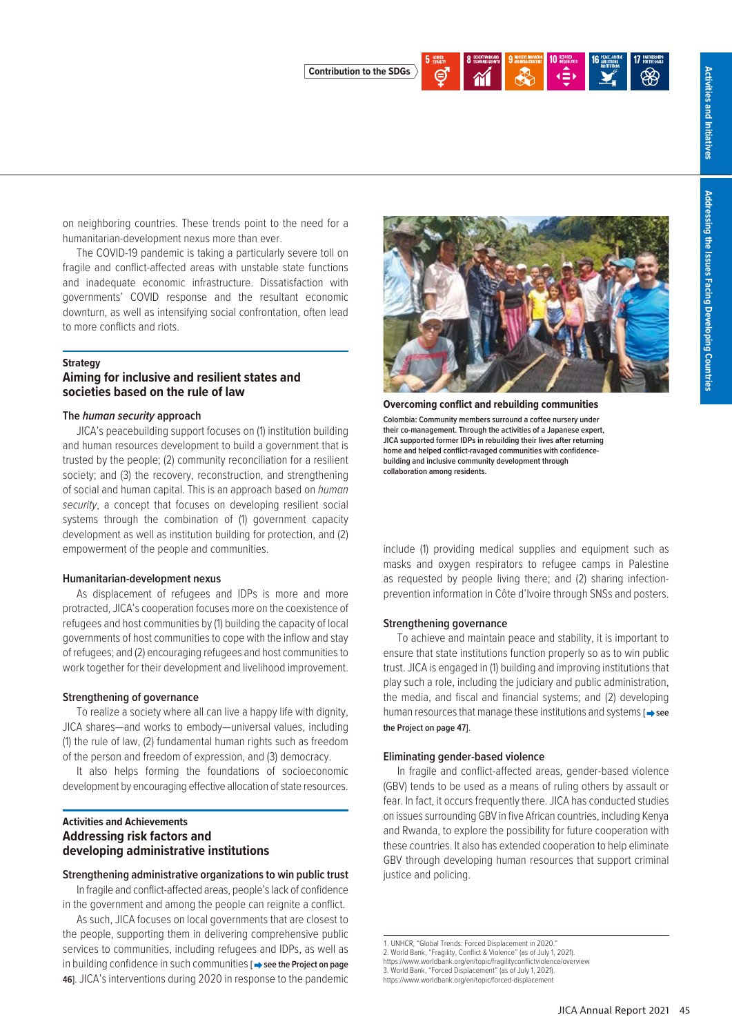Contribution to the SDGs

on neighboring countries. These trends point to the need for a humanitarian-development nexus more than ever.

The COVID-19 pandemic is taking a particularly severe toll on fragile and conflict-affected areas with unstable state functions and inadequate economic infrastructure. Dissatisfaction with governments' COVID response and the resultant economic downturn, as well as intensifying social confrontation, often lead to more conflicts and riots.

## Strategy

## Aiming for inclusive and resilient states and societies based on the rule of law

### The *human security* approach

JICA's peacebuilding support focuses on (1) institution building and human resources development to build a government that is trusted by the people; (2) community reconciliation for a resilient society; and (3) the recovery, reconstruction, and strengthening of social and human capital. This is an approach based on *human security*, a concept that focuses on developing resilient social systems through the combination of (1) government capacity development as well as institution building for protection, and (2) empowerment of the people and communities.

### Humanitarian-development nexus

As displacement of refugees and IDPs is more and more protracted, JICA's cooperation focuses more on the coexistence of refugees and host communities by (1) building the capacity of local governments of host communities to cope with the inflow and stay of refugees; and (2) encouraging refugees and host communities to work together for their development and livelihood improvement.

### Strengthening of governance

To realize a society where all can live a happy life with dignity, JICA shares—and works to embody—universal values, including (1) the rule of law, (2) fundamental human rights such as freedom of the person and freedom of expression, and (3) democracy.

It also helps forming the foundations of socioeconomic development by encouraging effective allocation of state resources.

## Activities and Achievements

## Addressing risk factors and developing administrative institutions

### Strengthening administrative organizations to win public trust

In fragile and conflict-affected areas, people's lack of confidence in the government and among the people can reignite a conflict.

As such, JICA focuses on local governments that are closest to the people, supporting them in delivering comprehensive public services to communities, including refugees and IDPs, as well as in building confidence in such communities [➡ see the Project on page 46]. JICA's interventions during 2020 in response to the pandemic include (1) providing medical supplies and equipment such as masks and oxygen respirators to refugee camps in Palestine as requested by people living there; and (2) sharing infection-prevention information in Côte d'Ivoire through SNSs and posters.

**Overcoming conflict and rebuilding communities**

Colombia: Community members surround a coffee nursery under their co-management. Through the activities of a Japanese expert, JICA supported former IDPs in rebuilding their lives after returning home and helped conflict-ravaged communities with confidence-building and inclusive community development through collaboration among residents.

### Strengthening governance

To achieve and maintain peace and stability, it is important to ensure that state institutions function properly so as to win public trust. JICA is engaged in (1) building and improving institutions that play such a role, including the judiciary and public administration, the media, and fiscal and financial systems; and (2) developing human resources that manage these institutions and systems [➡ see the Project on page 47].

### Eliminating gender-based violence

In fragile and conflict-affected areas, gender-based violence (GBV) tends to be used as a means of ruling others by assault or fear. In fact, it occurs frequently there. JICA has conducted studies on issues surrounding GBV in five African countries, including Kenya and Rwanda, to explore the possibility for future cooperation with these countries. It also has extended cooperation to help eliminate GBV through developing human resources that support criminal justice and policing.

1. UNHCR, "Global Trends: Forced Displacement in 2020."
2. World Bank, "Fragility, Conflict & Violence" (as of July 1, 2021). https://www.worldbank.org/en/topic/fragilityconflictviolence/overview
3. World Bank, "Forced Displacement" (as of July 1, 2021). https://www.worldbank.org/en/topic/forced-displacement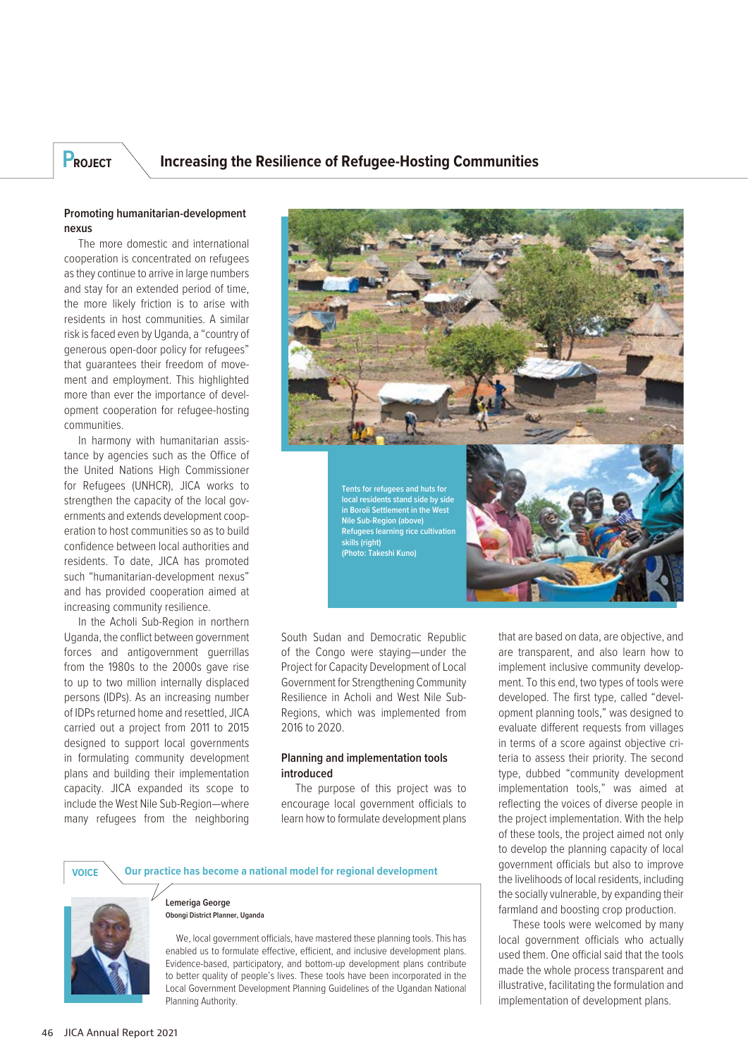## PROJECT — Increasing the Resilience of Refugee-Hosting Communities

### Promoting humanitarian-development nexus

The more domestic and international cooperation is concentrated on refugees as they continue to arrive in large numbers and stay for an extended period of time, the more likely friction is to arise with residents in host communities. A similar risk is faced even by Uganda, a "country of generous open-door policy for refugees" that guarantees their freedom of movement and employment. This highlighted more than ever the importance of development cooperation for refugee-hosting communities.

In harmony with humanitarian assistance by agencies such as the Office of the United Nations High Commissioner for Refugees (UNHCR), JICA works to strengthen the capacity of the local governments and extends development cooperation to host communities so as to build confidence between local authorities and residents. To date, JICA has promoted such "humanitarian-development nexus" and has provided cooperation aimed at increasing community resilience.

In the Acholi Sub-Region in northern Uganda, the conflict between government forces and antigovernment guerrillas from the 1980s to the 2000s gave rise to up to two million internally displaced persons (IDPs). As an increasing number of IDPs returned home and resettled, JICA carried out a project from 2011 to 2015 designed to support local governments in formulating community development plans and building their implementation capacity. JICA expanded its scope to include the West Nile Sub-Region—where many refugees from the neighboring South Sudan and Democratic Republic of the Congo were staying—under the Project for Capacity Development of Local Government for Strengthening Community Resilience in Acholi and West Nile Sub-Regions, which was implemented from 2016 to 2020.

Tents for refugees and huts for local residents stand side by side in Boroli Settlement in the West Nile Sub-Region (above)
Refugees learning rice cultivation skills (right)
(Photo: Takeshi Kuno)

### Planning and implementation tools introduced

The purpose of this project was to encourage local government officials to learn how to formulate development plans that are based on data, are objective, and are transparent, and also learn how to implement inclusive community development. To this end, two types of tools were developed. The first type, called "development planning tools," was designed to evaluate different requests from villages in terms of a score against objective criteria to assess their priority. The second type, dubbed "community development implementation tools," was aimed at reflecting the voices of diverse people in the project implementation. With the help of these tools, the project aimed not only to develop the planning capacity of local government officials but also to improve the livelihoods of local residents, including the socially vulnerable, by expanding their farmland and boosting crop production.

These tools were welcomed by many local government officials who actually used them. One official said that the tools made the whole process transparent and illustrative, facilitating the formulation and implementation of development plans.

---

**VOICE — Our practice has become a national model for regional development**

**Lemeriga George**
**Obongi District Planner, Uganda**

We, local government officials, have mastered these planning tools. This has enabled us to formulate effective, efficient, and inclusive development plans. Evidence-based, participatory, and bottom-up development plans contribute to better quality of people's lives. These tools have been incorporated in the Local Government Development Planning Guidelines of the Ugandan National Planning Authority.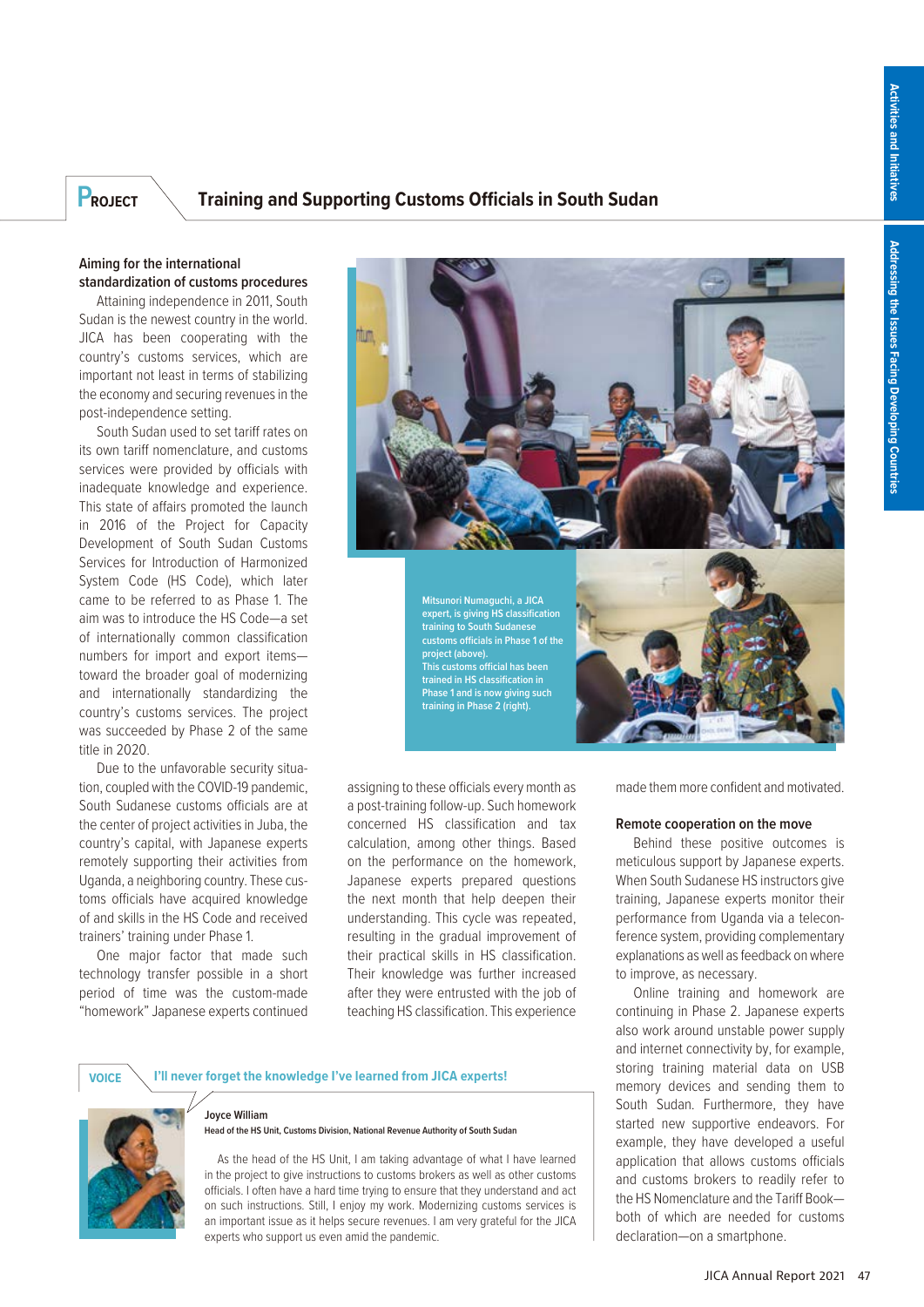## PROJECT Training and Supporting Customs Officials in South Sudan

### Aiming for the international standardization of customs procedures

Attaining independence in 2011, South Sudan is the newest country in the world. JICA has been cooperating with the country's customs services, which are important not least in terms of stabilizing the economy and securing revenues in the post-independence setting.

South Sudan used to set tariff rates on its own tariff nomenclature, and customs services were provided by officials with inadequate knowledge and experience. This state of affairs promoted the launch in 2016 of the Project for Capacity Development of South Sudan Customs Services for Introduction of Harmonized System Code (HS Code), which later came to be referred to as Phase 1. The aim was to introduce the HS Code—a set of internationally common classification numbers for import and export items—toward the broader goal of modernizing and internationally standardizing the country's customs services. The project was succeeded by Phase 2 of the same title in 2020.

Due to the unfavorable security situation, coupled with the COVID-19 pandemic, South Sudanese customs officials are at the center of project activities in Juba, the country's capital, with Japanese experts remotely supporting their activities from Uganda, a neighboring country. These customs officials have acquired knowledge of and skills in the HS Code and received trainers' training under Phase 1.

One major factor that made such technology transfer possible in a short period of time was the custom-made "homework" Japanese experts continued assigning to these officials every month as a post-training follow-up. Such homework concerned HS classification and tax calculation, among other things. Based on the performance on the homework, Japanese experts prepared questions the next month that help deepen their understanding. This cycle was repeated, resulting in the gradual improvement of their practical skills in HS classification. Their knowledge was further increased after they were entrusted with the job of teaching HS classification. This experience made them more confident and motivated.

Mitsunori Numaguchi, a JICA expert, is giving HS classification training to South Sudanese customs officials in Phase 1 of the project (above).
This customs official has been trained in HS classification in Phase 1 and is now giving such training in Phase 2 (right).

### Remote cooperation on the move

Behind these positive outcomes is meticulous support by Japanese experts. When South Sudanese HS instructors give training, Japanese experts monitor their performance from Uganda via a teleconference system, providing complementary explanations as well as feedback on where to improve, as necessary.

Online training and homework are continuing in Phase 2. Japanese experts also work around unstable power supply and internet connectivity by, for example, storing training material data on USB memory devices and sending them to South Sudan. Furthermore, they have started new supportive endeavors. For example, they have developed a useful application that allows customs officials and customs brokers to readily refer to the HS Nomenclature and the Tariff Book—both of which are needed for customs declaration—on a smartphone.

### VOICE I'll never forget the knowledge I've learned from JICA experts!

**Joyce William**
**Head of the HS Unit, Customs Division, National Revenue Authority of South Sudan**

As the head of the HS Unit, I am taking advantage of what I have learned in the project to give instructions to customs brokers as well as other customs officials. I often have a hard time trying to ensure that they understand and act on such instructions. Still, I enjoy my work. Modernizing customs services is an important issue as it helps secure revenues. I am very grateful for the JICA experts who support us even amid the pandemic.